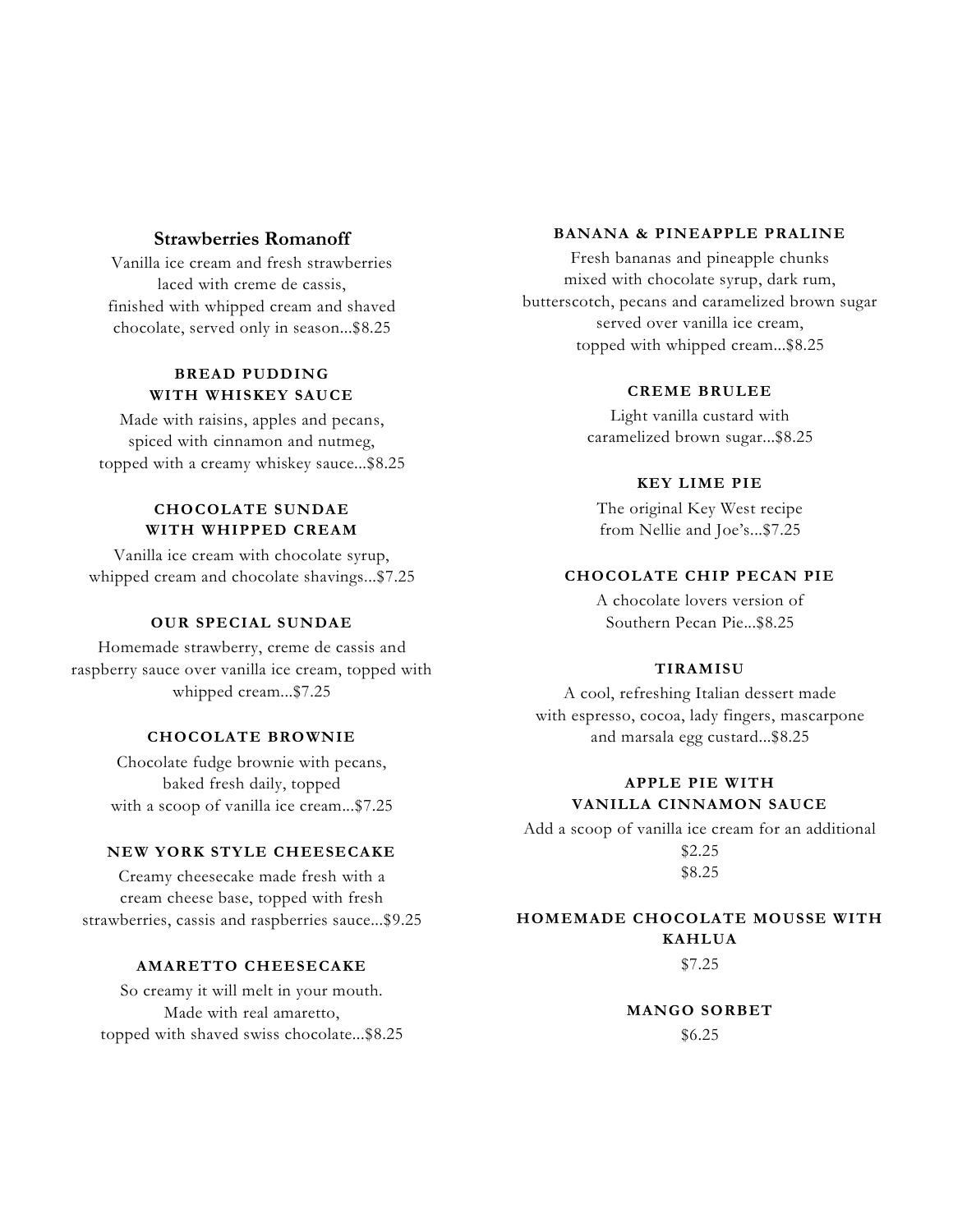### Strawberries Romanoff

Vanilla ice cream and fresh strawberries
laced with creme de cassis,
finished with whipped cream and shaved
chocolate, served only in season...$8.25

### BREAD PUDDING WITH WHISKEY SAUCE

Made with raisins, apples and pecans,
spiced with cinnamon and nutmeg,
topped with a creamy whiskey sauce...$8.25

### CHOCOLATE SUNDAE WITH WHIPPED CREAM

Vanilla ice cream with chocolate syrup,
whipped cream and chocolate shavings...$7.25

### OUR SPECIAL SUNDAE

Homemade strawberry, creme de cassis and
raspberry sauce over vanilla ice cream, topped with
whipped cream...$7.25

### CHOCOLATE BROWNIE

Chocolate fudge brownie with pecans,
baked fresh daily, topped
with a scoop of vanilla ice cream...$7.25

### NEW YORK STYLE CHEESECAKE

Creamy cheesecake made fresh with a
cream cheese base, topped with fresh
strawberries, cassis and raspberries sauce...$9.25

### AMARETTO CHEESECAKE

So creamy it will melt in your mouth.
Made with real amaretto,
topped with shaved swiss chocolate...$8.25

### BANANA & PINEAPPLE PRALINE

Fresh bananas and pineapple chunks
mixed with chocolate syrup, dark rum,
butterscotch, pecans and caramelized brown sugar
served over vanilla ice cream,
topped with whipped cream...$8.25

### CREME BRULEE

Light vanilla custard with
caramelized brown sugar...$8.25

### KEY LIME PIE

The original Key West recipe
from Nellie and Joe's...$7.25

### CHOCOLATE CHIP PECAN PIE

A chocolate lovers version of
Southern Pecan Pie...$8.25

### TIRAMISU

A cool, refreshing Italian dessert made
with espresso, cocoa, lady fingers, mascarpone
and marsala egg custard...$8.25

### APPLE PIE WITH VANILLA CINNAMON SAUCE

Add a scoop of vanilla ice cream for an additional
$2.25
$8.25

### HOMEMADE CHOCOLATE MOUSSE WITH KAHLUA

$7.25

### MANGO SORBET

$6.25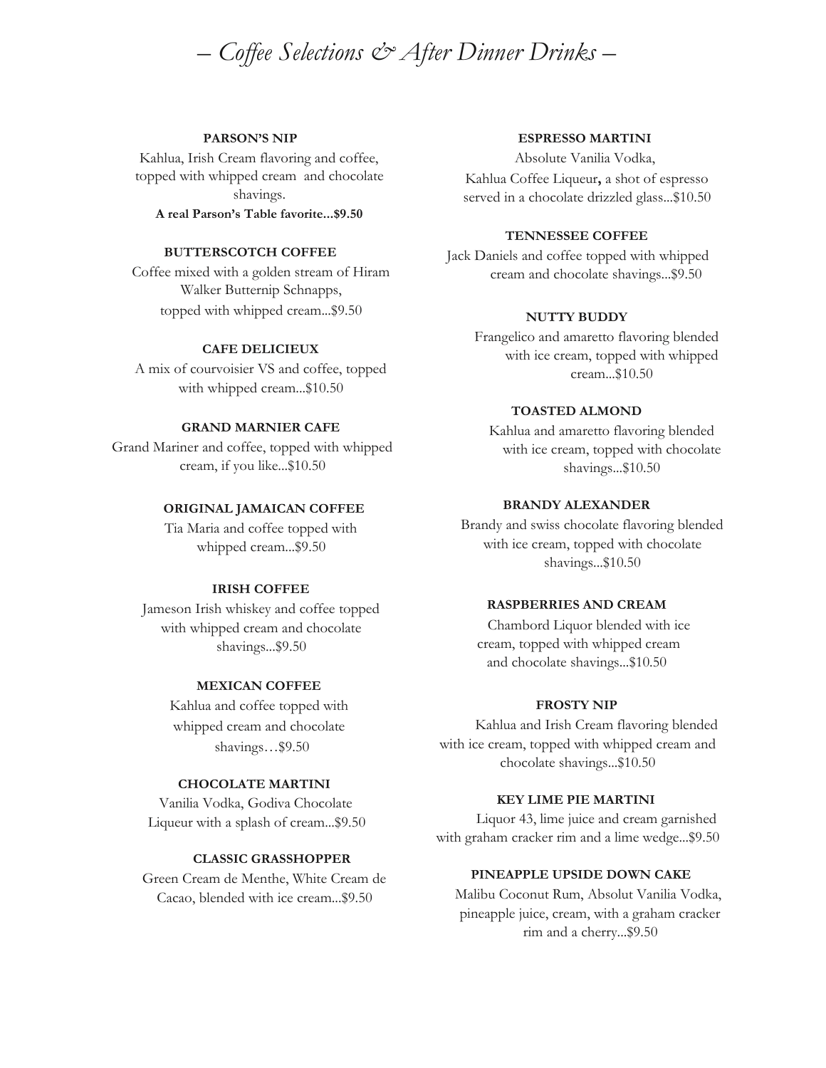# *– Coffee Selections & After Dinner Drinks –*

**PARSON'S NIP**

Kahlua, Irish Cream flavoring and coffee, topped with whipped cream and chocolate shavings.

**A real Parson's Table favorite...$9.50**

**BUTTERSCOTCH COFFEE**

Coffee mixed with a golden stream of Hiram Walker Butternip Schnapps, topped with whipped cream...$9.50

**CAFE DELICIEUX**

A mix of courvoisier VS and coffee, topped with whipped cream...$10.50

**GRAND MARNIER CAFE**

Grand Mariner and coffee, topped with whipped cream, if you like...$10.50

**ORIGINAL JAMAICAN COFFEE**

Tia Maria and coffee topped with whipped cream...$9.50

**IRISH COFFEE**

Jameson Irish whiskey and coffee topped with whipped cream and chocolate shavings...$9.50

**MEXICAN COFFEE**

Kahlua and coffee topped with whipped cream and chocolate shavings…$9.50

**CHOCOLATE MARTINI**

Vanilia Vodka, Godiva Chocolate Liqueur with a splash of cream...$9.50

**CLASSIC GRASSHOPPER**

Green Cream de Menthe, White Cream de Cacao, blended with ice cream...$9.50

**ESPRESSO MARTINI**

Absolute Vanilia Vodka, Kahlua Coffee Liqueur**,** a shot of espresso served in a chocolate drizzled glass...$10.50

**TENNESSEE COFFEE**

Jack Daniels and coffee topped with whipped cream and chocolate shavings...$9.50

**NUTTY BUDDY**

Frangelico and amaretto flavoring blended with ice cream, topped with whipped cream...$10.50

**TOASTED ALMOND**

Kahlua and amaretto flavoring blended with ice cream, topped with chocolate shavings...$10.50

**BRANDY ALEXANDER**

Brandy and swiss chocolate flavoring blended with ice cream, topped with chocolate shavings...$10.50

**RASPBERRIES AND CREAM**

Chambord Liquor blended with ice cream, topped with whipped cream and chocolate shavings...$10.50

**FROSTY NIP**

Kahlua and Irish Cream flavoring blended with ice cream, topped with whipped cream and chocolate shavings...$10.50

**KEY LIME PIE MARTINI**

Liquor 43, lime juice and cream garnished with graham cracker rim and a lime wedge...$9.50

**PINEAPPLE UPSIDE DOWN CAKE**

Malibu Coconut Rum, Absolut Vanilia Vodka, pineapple juice, cream, with a graham cracker rim and a cherry...$9.50